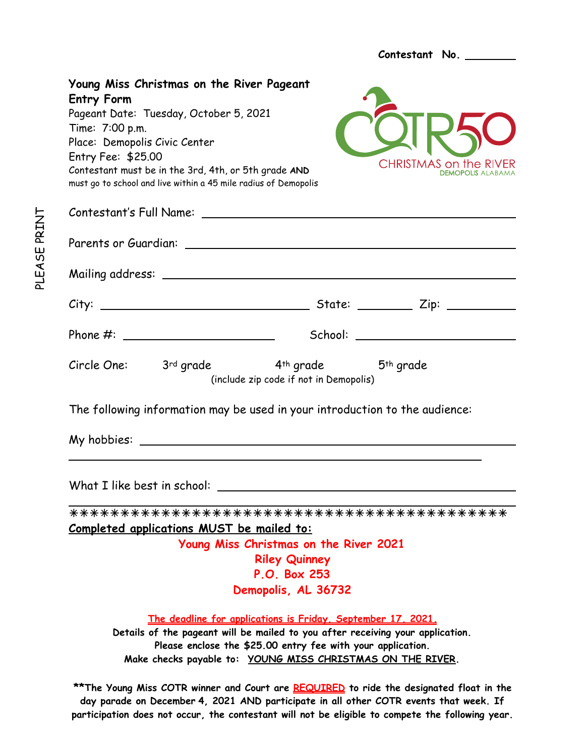Contestant No. ________

**Young Miss Christmas on the River Pageant**
**Entry Form**

Pageant Date: Tuesday, October 5, 2021
Time: 7:00 p.m.
Place: Demopolis Civic Center
Entry Fee: $25.00
Contestant must be in the 3rd, 4th, or 5th grade **AND** must go to school and live within a 45 mile radius of Demopolis

COTR50 CHRISTMAS on the RIVER DEMOPOLIS ALABAMA

PLEASE PRINT

Contestant's Full Name: ______________________________

Parents or Guardian: ______________________________

Mailing address: ______________________________

City: ____________________ State: ________ Zip: __________

Phone #: ____________________ School: ____________________

Circle One: 3rd grade 4th grade 5th grade

(include zip code if not in Demopolis)

The following information may be used in your introduction to the audience:

My hobbies: ______________________________

______________________________

What I like best in school: ______________________________

______________________________

*******************************************

**Completed applications MUST be mailed to:**

**Young Miss Christmas on the River 2021**
**Riley Quinney**
**P.O. Box 253**
**Demopolis, AL 36732**

**The deadline for applications is Friday, September 17, 2021.**

**Details of the pageant will be mailed to you after receiving your application.**
**Please enclose the $25.00 entry fee with your application.**
**Make checks payable to: YOUNG MISS CHRISTMAS ON THE RIVER.**

**\*\*The Young Miss COTR winner and Court are REQUIRED to ride the designated float in the day parade on December 4, 2021 AND participate in all other COTR events that week. If participation does not occur, the contestant will not be eligible to compete the following year.**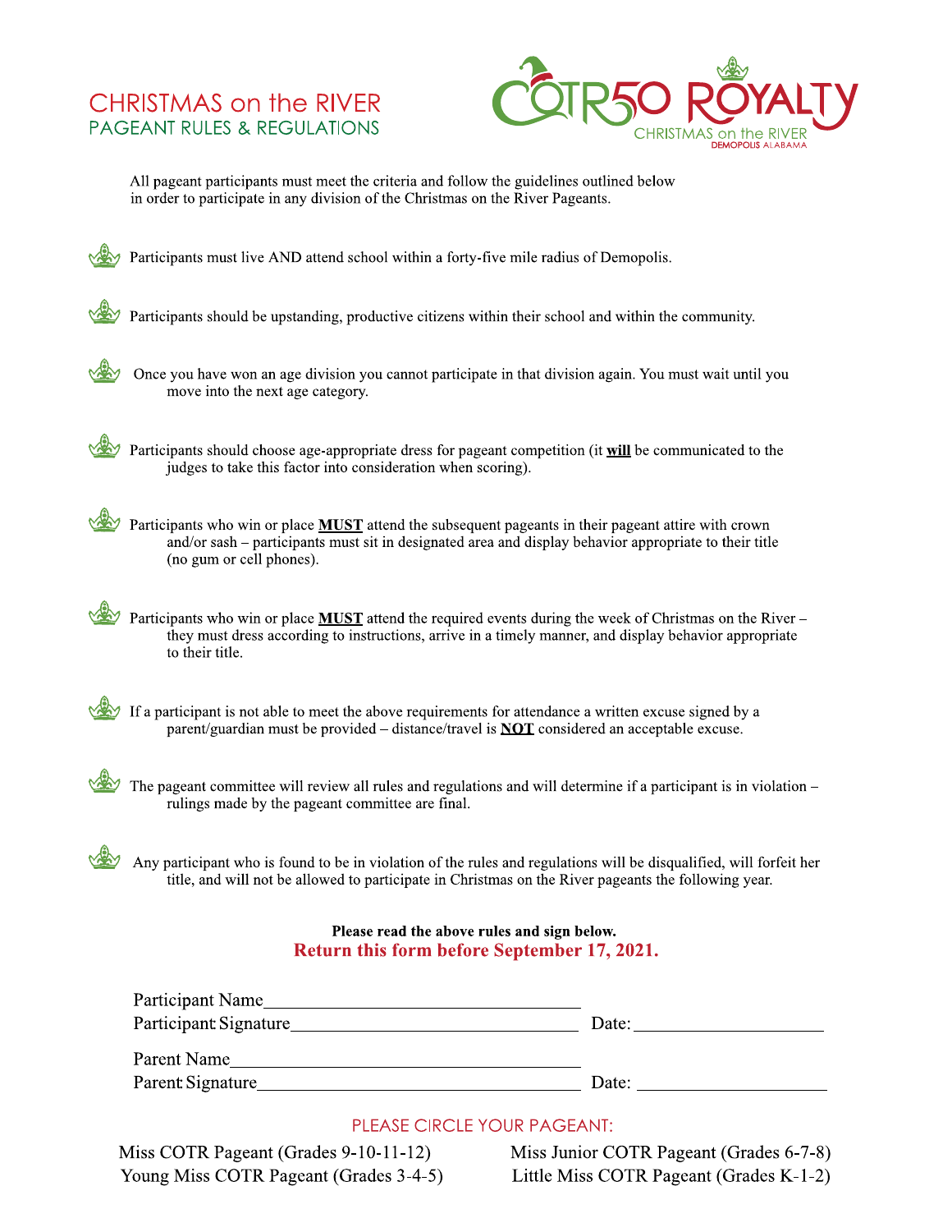# CHRISTMAS on the RIVER
## PAGEANT RULES & REGULATIONS

COTR50 ROYALTY
CHRISTMAS on the RIVER
DEMOPOLIS ALABAMA

All pageant participants must meet the criteria and follow the guidelines outlined below in order to participate in any division of the Christmas on the River Pageants.

- Participants must live AND attend school within a forty-five mile radius of Demopolis.
- Participants should be upstanding, productive citizens within their school and within the community.
- Once you have won an age division you cannot participate in that division again. You must wait until you move into the next age category.
- Participants should choose age-appropriate dress for pageant competition (it **will** be communicated to the judges to take this factor into consideration when scoring).
- Participants who win or place **MUST** attend the subsequent pageants in their pageant attire with crown and/or sash – participants must sit in designated area and display behavior appropriate to their title (no gum or cell phones).
- Participants who win or place **MUST** attend the required events during the week of Christmas on the River – they must dress according to instructions, arrive in a timely manner, and display behavior appropriate to their title.
- If a participant is not able to meet the above requirements for attendance a written excuse signed by a parent/guardian must be provided – distance/travel is **NOT** considered an acceptable excuse.
- The pageant committee will review all rules and regulations and will determine if a participant is in violation – rulings made by the pageant committee are final.
- Any participant who is found to be in violation of the rules and regulations will be disqualified, will forfeit her title, and will not be allowed to participate in Christmas on the River pageants the following year.

**Please read the above rules and sign below.**
**Return this form before September 17, 2021.**

Participant Name\_\_\_\_\_\_\_\_\_\_\_\_\_\_\_\_\_\_\_\_\_\_\_\_\_\_\_\_\_\_
Participant Signature\_\_\_\_\_\_\_\_\_\_\_\_\_\_\_\_\_\_\_\_\_\_\_\_\_\_\_ Date:\_\_\_\_\_\_\_\_\_\_\_\_\_\_\_\_

Parent Name\_\_\_\_\_\_\_\_\_\_\_\_\_\_\_\_\_\_\_\_\_\_\_\_\_\_\_\_\_\_\_\_\_
Parent Signature\_\_\_\_\_\_\_\_\_\_\_\_\_\_\_\_\_\_\_\_\_\_\_\_\_\_\_\_\_\_ Date:\_\_\_\_\_\_\_\_\_\_\_\_\_\_\_\_

PLEASE CIRCLE YOUR PAGEANT:

Miss COTR Pageant (Grades 9-10-11-12)
Young Miss COTR Pageant (Grades 3-4-5)
Miss Junior COTR Pageant (Grades 6-7-8)
Little Miss COTR Pageant (Grades K-1-2)